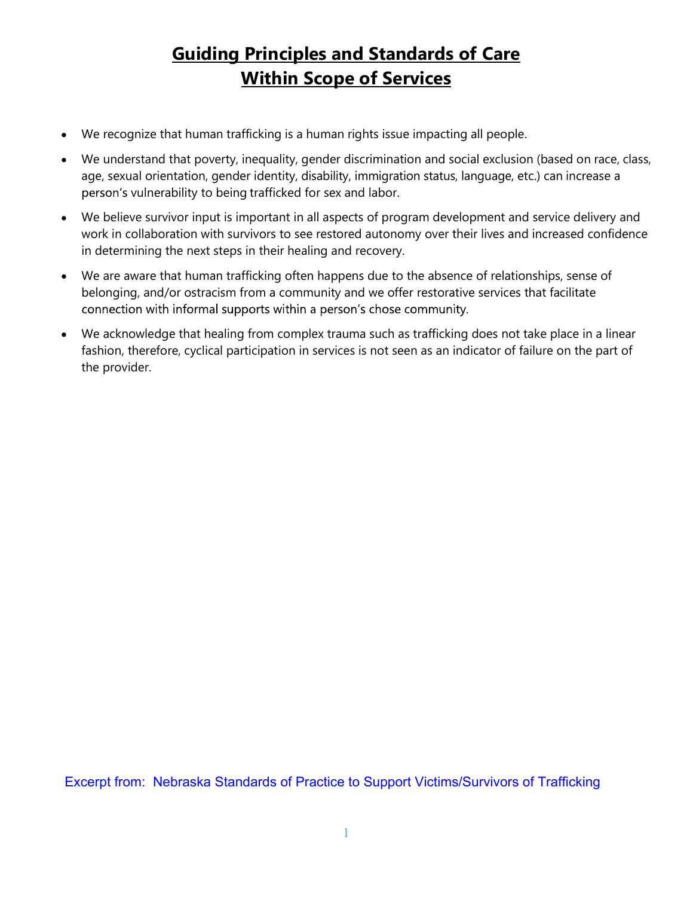# Guiding Principles and Standards of Care
# Within Scope of Services

- We recognize that human trafficking is a human rights issue impacting all people.
- We understand that poverty, inequality, gender discrimination and social exclusion (based on race, class, age, sexual orientation, gender identity, disability, immigration status, language, etc.) can increase a person's vulnerability to being trafficked for sex and labor.
- We believe survivor input is important in all aspects of program development and service delivery and work in collaboration with survivors to see restored autonomy over their lives and increased confidence in determining the next steps in their healing and recovery.
- We are aware that human trafficking often happens due to the absence of relationships, sense of belonging, and/or ostracism from a community and we offer restorative services that facilitate connection with informal supports within a person's chose community.
- We acknowledge that healing from complex trauma such as trafficking does not take place in a linear fashion, therefore, cyclical participation in services is not seen as an indicator of failure on the part of the provider.

Excerpt from: Nebraska Standards of Practice to Support Victims/Survivors of Trafficking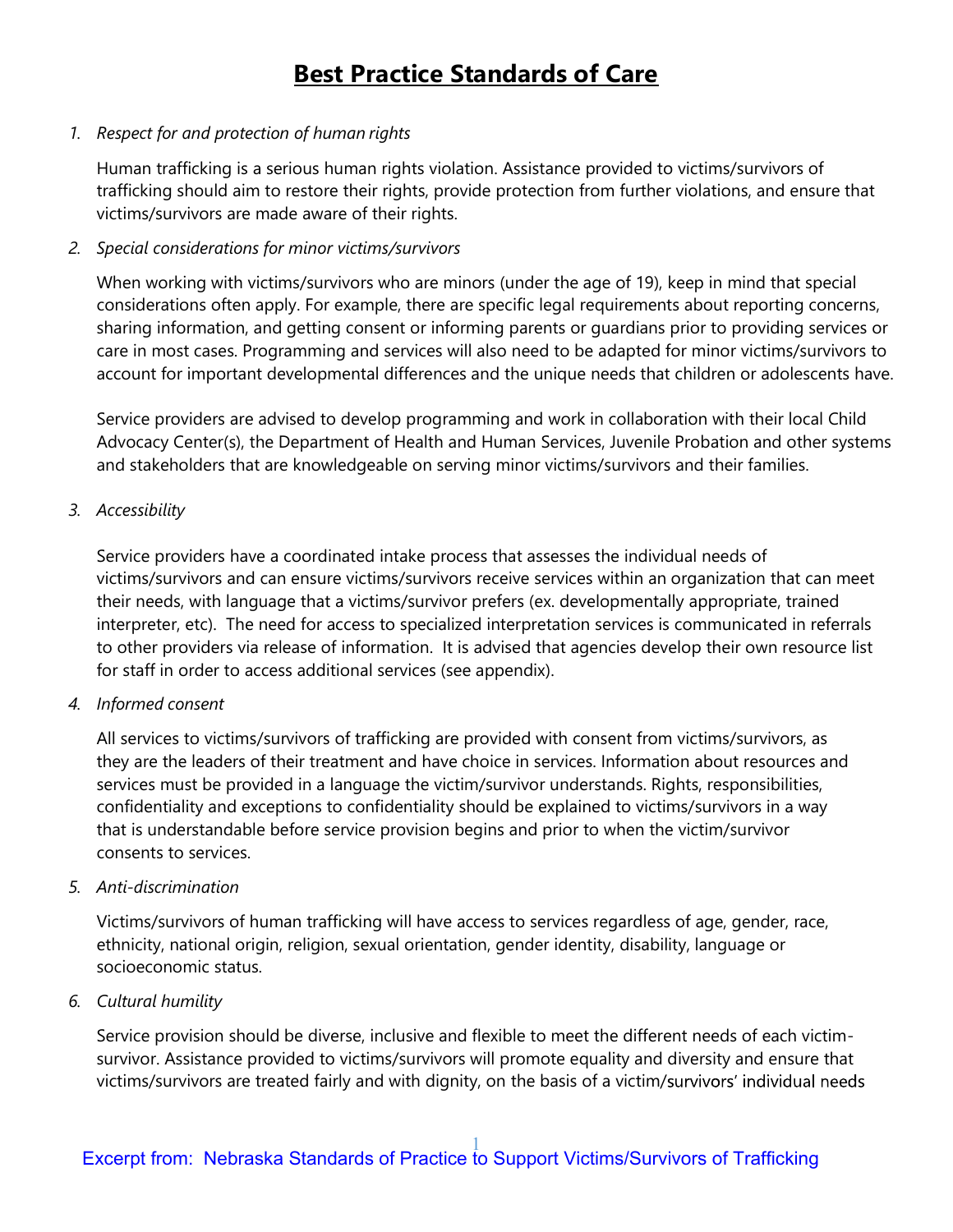# Best Practice Standards of Care

1. *Respect for and protection of human rights*

   Human trafficking is a serious human rights violation. Assistance provided to victims/survivors of trafficking should aim to restore their rights, provide protection from further violations, and ensure that victims/survivors are made aware of their rights.

2. *Special considerations for minor victims/survivors*

   When working with victims/survivors who are minors (under the age of 19), keep in mind that special considerations often apply. For example, there are specific legal requirements about reporting concerns, sharing information, and getting consent or informing parents or guardians prior to providing services or care in most cases. Programming and services will also need to be adapted for minor victims/survivors to account for important developmental differences and the unique needs that children or adolescents have.

   Service providers are advised to develop programming and work in collaboration with their local Child Advocacy Center(s), the Department of Health and Human Services, Juvenile Probation and other systems and stakeholders that are knowledgeable on serving minor victims/survivors and their families.

3. *Accessibility*

   Service providers have a coordinated intake process that assesses the individual needs of victims/survivors and can ensure victims/survivors receive services within an organization that can meet their needs, with language that a victims/survivor prefers (ex. developmentally appropriate, trained interpreter, etc). The need for access to specialized interpretation services is communicated in referrals to other providers via release of information. It is advised that agencies develop their own resource list for staff in order to access additional services (see appendix).

4. *Informed consent*

   All services to victims/survivors of trafficking are provided with consent from victims/survivors, as they are the leaders of their treatment and have choice in services. Information about resources and services must be provided in a language the victim/survivor understands. Rights, responsibilities, confidentiality and exceptions to confidentiality should be explained to victims/survivors in a way that is understandable before service provision begins and prior to when the victim/survivor consents to services.

5. *Anti-discrimination*

   Victims/survivors of human trafficking will have access to services regardless of age, gender, race, ethnicity, national origin, religion, sexual orientation, gender identity, disability, language or socioeconomic status.

6. *Cultural humility*

   Service provision should be diverse, inclusive and flexible to meet the different needs of each victim-survivor. Assistance provided to victims/survivors will promote equality and diversity and ensure that victims/survivors are treated fairly and with dignity, on the basis of a victim/survivors' individual needs

Excerpt from: Nebraska Standards of Practice to Support Victims/Survivors of Trafficking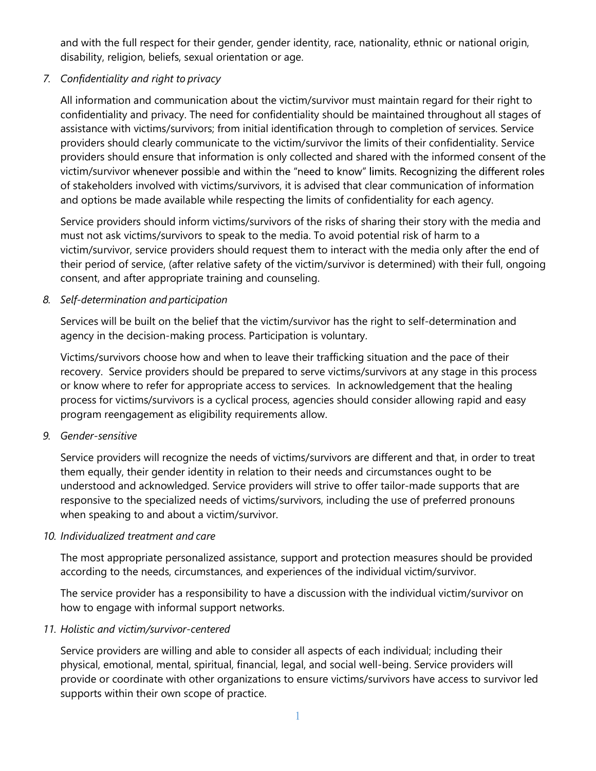and with the full respect for their gender, gender identity, race, nationality, ethnic or national origin, disability, religion, beliefs, sexual orientation or age.

7. *Confidentiality and right to privacy*

   All information and communication about the victim/survivor must maintain regard for their right to confidentiality and privacy. The need for confidentiality should be maintained throughout all stages of assistance with victims/survivors; from initial identification through to completion of services. Service providers should clearly communicate to the victim/survivor the limits of their confidentiality. Service providers should ensure that information is only collected and shared with the informed consent of the victim/survivor whenever possible and within the "need to know" limits. Recognizing the different roles of stakeholders involved with victims/survivors, it is advised that clear communication of information and options be made available while respecting the limits of confidentiality for each agency.

   Service providers should inform victims/survivors of the risks of sharing their story with the media and must not ask victims/survivors to speak to the media. To avoid potential risk of harm to a victim/survivor, service providers should request them to interact with the media only after the end of their period of service, (after relative safety of the victim/survivor is determined) with their full, ongoing consent, and after appropriate training and counseling.

8. *Self-determination and participation*

   Services will be built on the belief that the victim/survivor has the right to self-determination and agency in the decision-making process. Participation is voluntary.

   Victims/survivors choose how and when to leave their trafficking situation and the pace of their recovery. Service providers should be prepared to serve victims/survivors at any stage in this process or know where to refer for appropriate access to services. In acknowledgement that the healing process for victims/survivors is a cyclical process, agencies should consider allowing rapid and easy program reengagement as eligibility requirements allow.

9. *Gender-sensitive*

   Service providers will recognize the needs of victims/survivors are different and that, in order to treat them equally, their gender identity in relation to their needs and circumstances ought to be understood and acknowledged. Service providers will strive to offer tailor-made supports that are responsive to the specialized needs of victims/survivors, including the use of preferred pronouns when speaking to and about a victim/survivor.

10. *Individualized treatment and care*

    The most appropriate personalized assistance, support and protection measures should be provided according to the needs, circumstances, and experiences of the individual victim/survivor.

    The service provider has a responsibility to have a discussion with the individual victim/survivor on how to engage with informal support networks.

11. *Holistic and victim/survivor-centered*

    Service providers are willing and able to consider all aspects of each individual; including their physical, emotional, mental, spiritual, financial, legal, and social well-being. Service providers will provide or coordinate with other organizations to ensure victims/survivors have access to survivor led supports within their own scope of practice.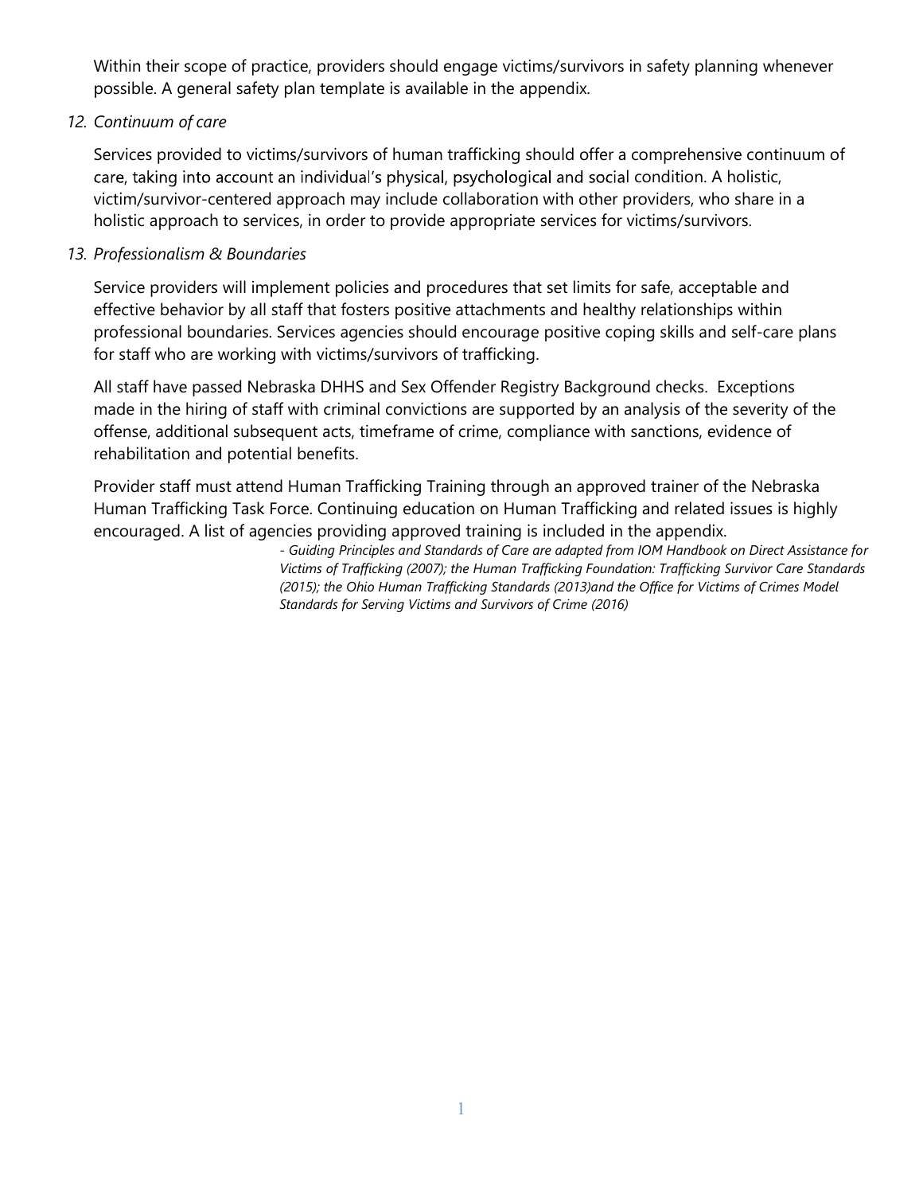Within their scope of practice, providers should engage victims/survivors in safety planning whenever possible. A general safety plan template is available in the appendix.

*12. Continuum of care*

Services provided to victims/survivors of human trafficking should offer a comprehensive continuum of care, taking into account an individual's physical, psychological and social condition. A holistic, victim/survivor-centered approach may include collaboration with other providers, who share in a holistic approach to services, in order to provide appropriate services for victims/survivors.

*13. Professionalism & Boundaries*

Service providers will implement policies and procedures that set limits for safe, acceptable and effective behavior by all staff that fosters positive attachments and healthy relationships within professional boundaries. Services agencies should encourage positive coping skills and self-care plans for staff who are working with victims/survivors of trafficking.

All staff have passed Nebraska DHHS and Sex Offender Registry Background checks. Exceptions made in the hiring of staff with criminal convictions are supported by an analysis of the severity of the offense, additional subsequent acts, timeframe of crime, compliance with sanctions, evidence of rehabilitation and potential benefits.

Provider staff must attend Human Trafficking Training through an approved trainer of the Nebraska Human Trafficking Task Force. Continuing education on Human Trafficking and related issues is highly encouraged. A list of agencies providing approved training is included in the appendix.

*- Guiding Principles and Standards of Care are adapted from IOM Handbook on Direct Assistance for Victims of Trafficking (2007); the Human Trafficking Foundation: Trafficking Survivor Care Standards (2015); the Ohio Human Trafficking Standards (2013)and the Office for Victims of Crimes Model Standards for Serving Victims and Survivors of Crime (2016)*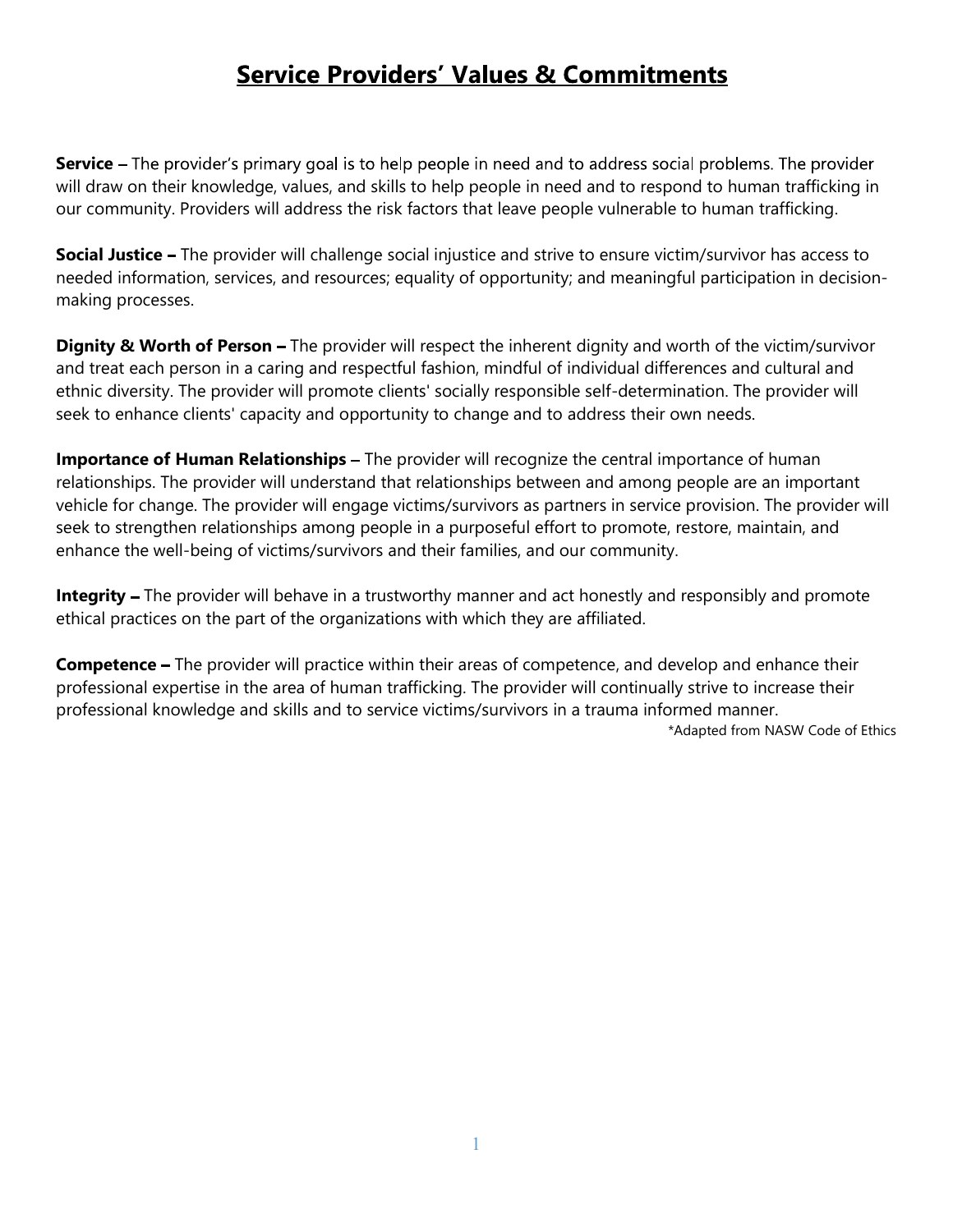# Service Providers' Values & Commitments

**Service –** The provider's primary goal is to help people in need and to address social problems. The provider will draw on their knowledge, values, and skills to help people in need and to respond to human trafficking in our community. Providers will address the risk factors that leave people vulnerable to human trafficking.

**Social Justice –** The provider will challenge social injustice and strive to ensure victim/survivor has access to needed information, services, and resources; equality of opportunity; and meaningful participation in decision-making processes.

**Dignity & Worth of Person –** The provider will respect the inherent dignity and worth of the victim/survivor and treat each person in a caring and respectful fashion, mindful of individual differences and cultural and ethnic diversity. The provider will promote clients' socially responsible self-determination. The provider will seek to enhance clients' capacity and opportunity to change and to address their own needs.

**Importance of Human Relationships –** The provider will recognize the central importance of human relationships. The provider will understand that relationships between and among people are an important vehicle for change. The provider will engage victims/survivors as partners in service provision. The provider will seek to strengthen relationships among people in a purposeful effort to promote, restore, maintain, and enhance the well-being of victims/survivors and their families, and our community.

**Integrity –** The provider will behave in a trustworthy manner and act honestly and responsibly and promote ethical practices on the part of the organizations with which they are affiliated.

**Competence –** The provider will practice within their areas of competence, and develop and enhance their professional expertise in the area of human trafficking. The provider will continually strive to increase their professional knowledge and skills and to service victims/survivors in a trauma informed manner.

*Adapted from NASW Code of Ethics